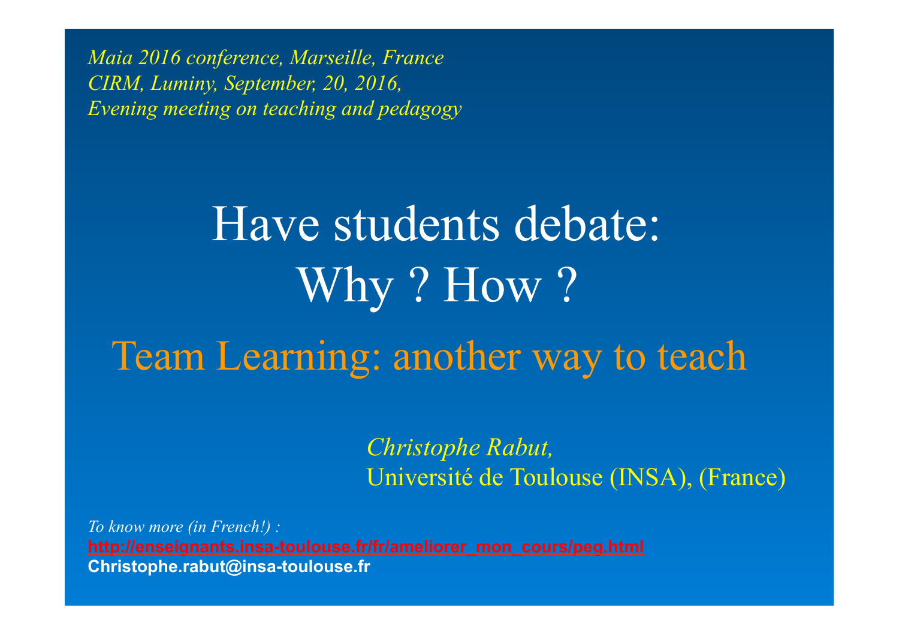*Maia 2016 conference, Marseille, France*
*CIRM, Luminy, September, 20, 2016,*
*Evening meeting on teaching and pedagogy*

# Have students debate: Why ? How ?

## Team Learning: another way to teach

*Christophe Rabut,*
Université de Toulouse (INSA), (France)

*To know more (in French!) :*
**http://enseignants.insa-toulouse.fr/fr/ameliorer_mon_cours/peg.html**
**Christophe.rabut@insa-toulouse.fr**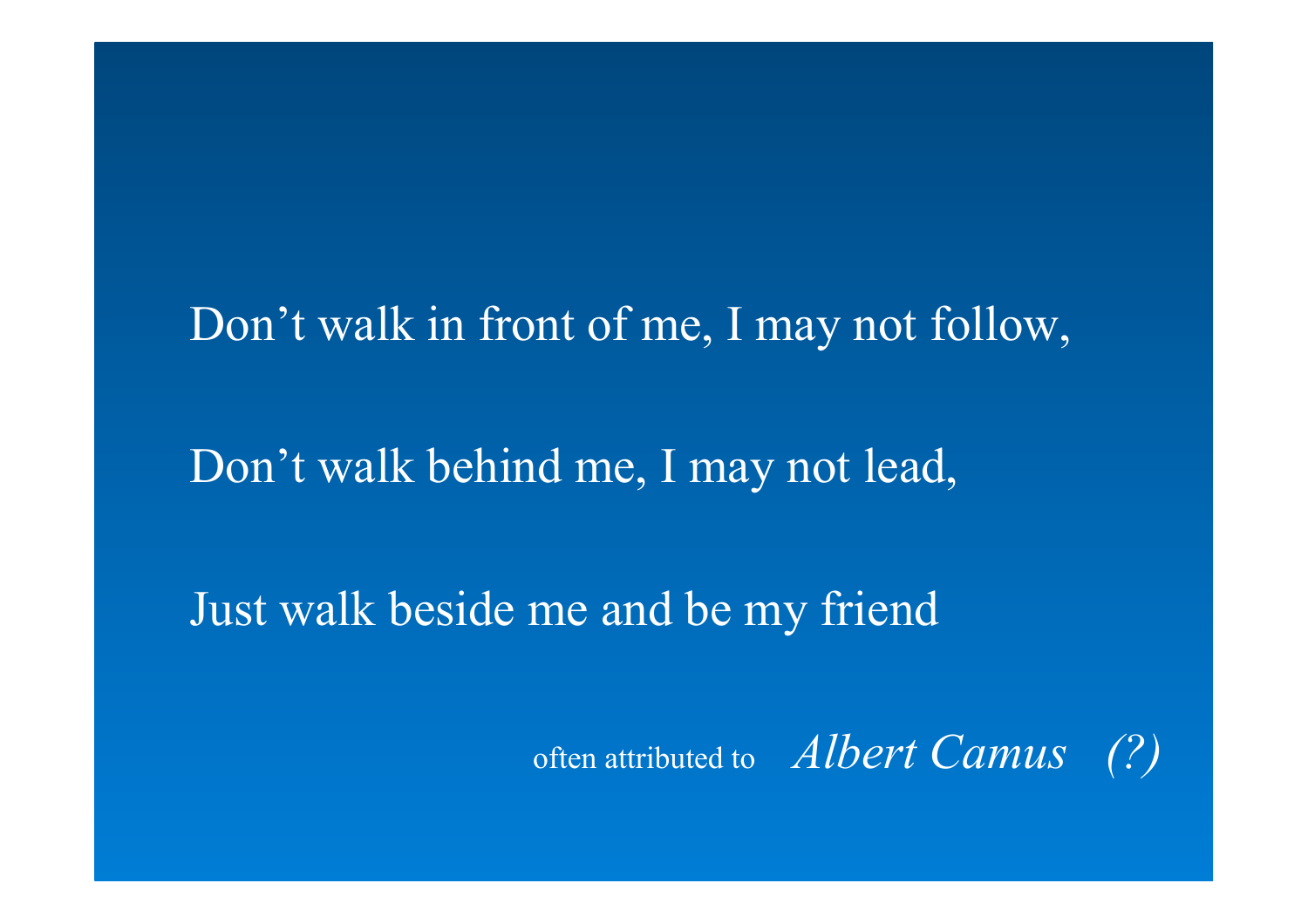Don’t walk in front of me, I may not follow,

Don’t walk behind me, I may not lead,

Just walk beside me and be my friend

often attributed to *Albert Camus (?)*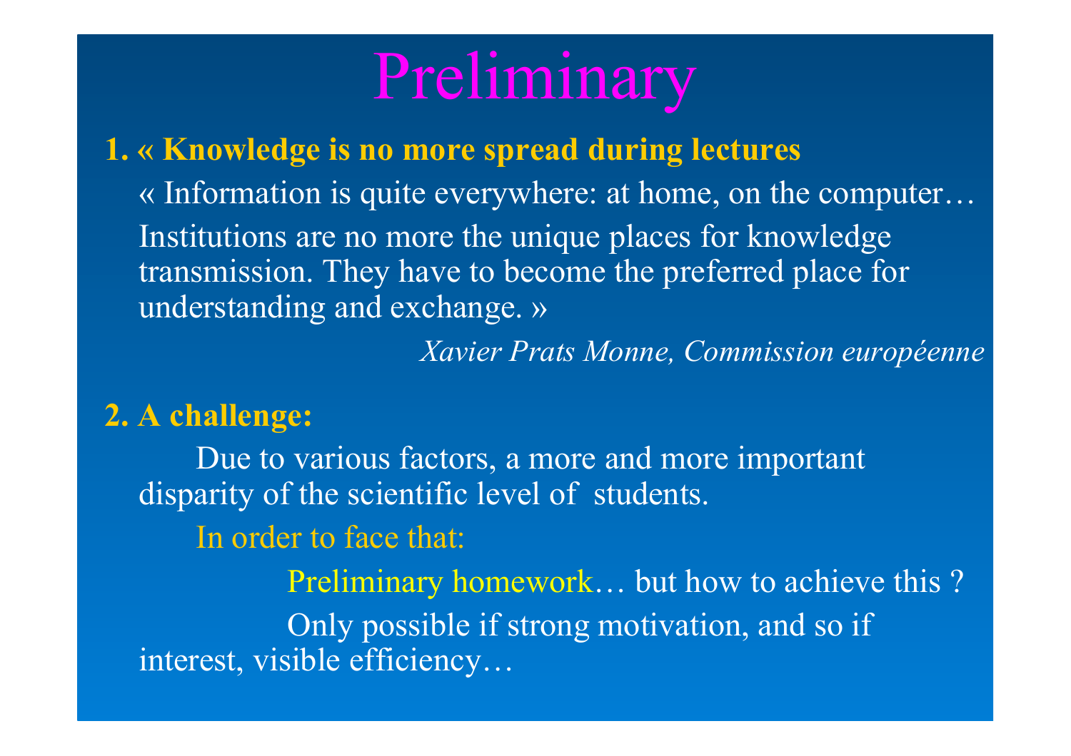# Preliminary

**1. « Knowledge is no more spread during lectures**

« Information is quite everywhere: at home, on the computer… Institutions are no more the unique places for knowledge transmission. They have to become the preferred place for understanding and exchange. »

*Xavier Prats Monne, Commission européenne*

**2. A challenge:**

Due to various factors, a more and more important disparity of the scientific level of students.

In order to face that:

Preliminary homework… but how to achieve this ?

Only possible if strong motivation, and so if interest, visible efficiency…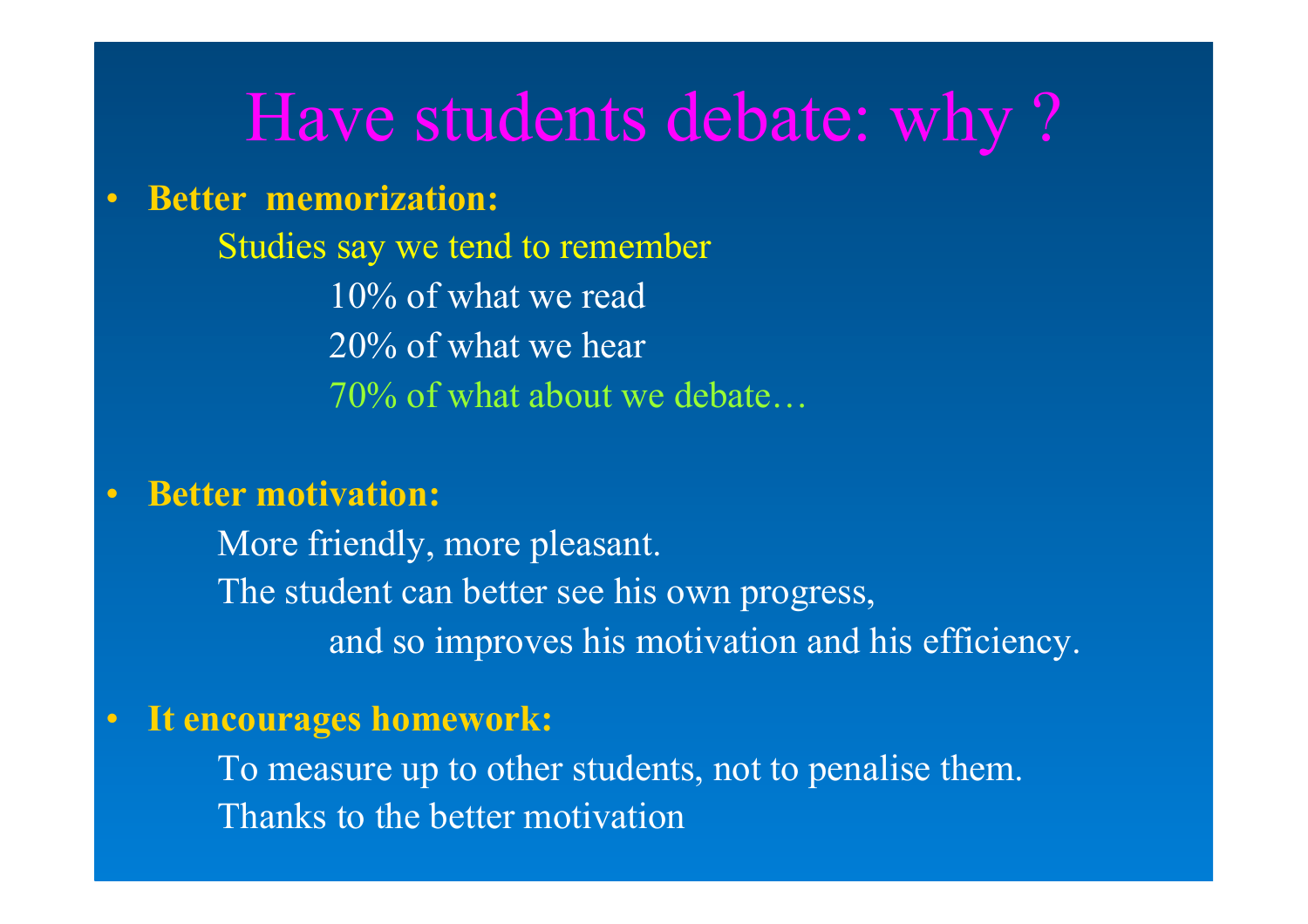# Have students debate: why ?

- **Better memorization:**

  Studies say we tend to remember

  10% of what we read

  20% of what we hear

  70% of what about we debate…

- **Better motivation:**

  More friendly, more pleasant.

  The student can better see his own progress,

  and so improves his motivation and his efficiency.

- **It encourages homework:**

  To measure up to other students, not to penalise them.

  Thanks to the better motivation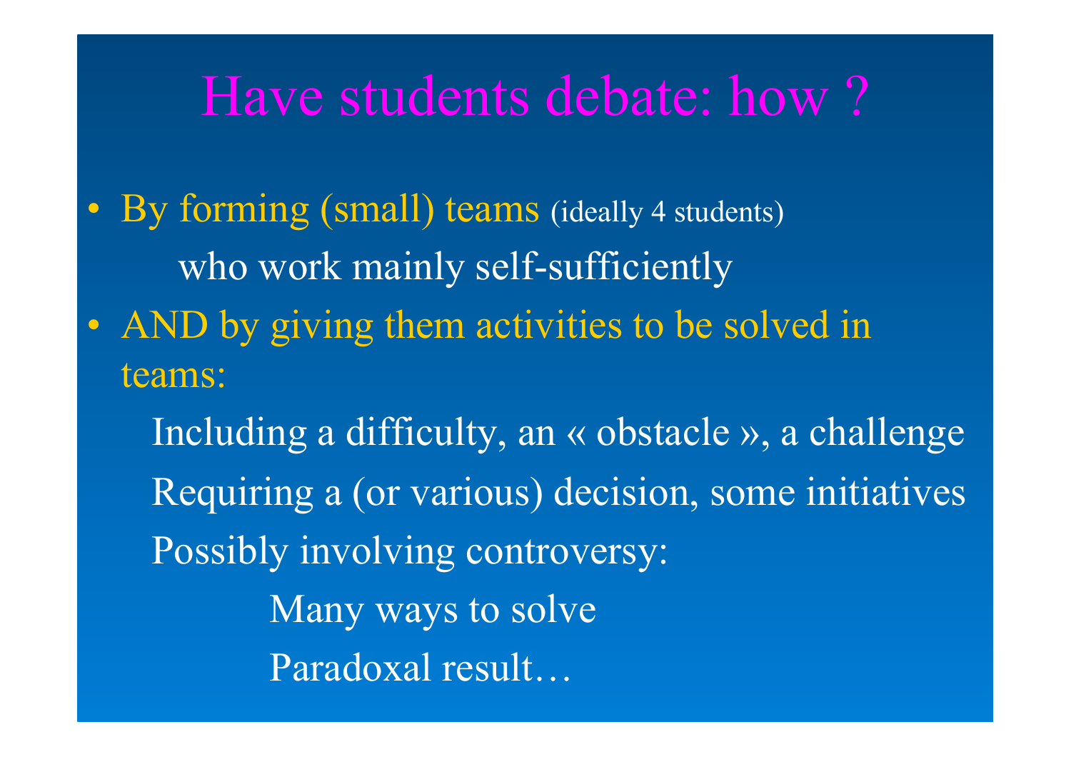# Have students debate: how ?

- By forming (small) teams (ideally 4 students)
  
  who work mainly self-sufficiently
- AND by giving them activities to be solved in teams:
  - Including a difficulty, an « obstacle », a challenge
  - Requiring a (or various) decision, some initiatives
  - Possibly involving controversy:
    - Many ways to solve
    - Paradoxal result…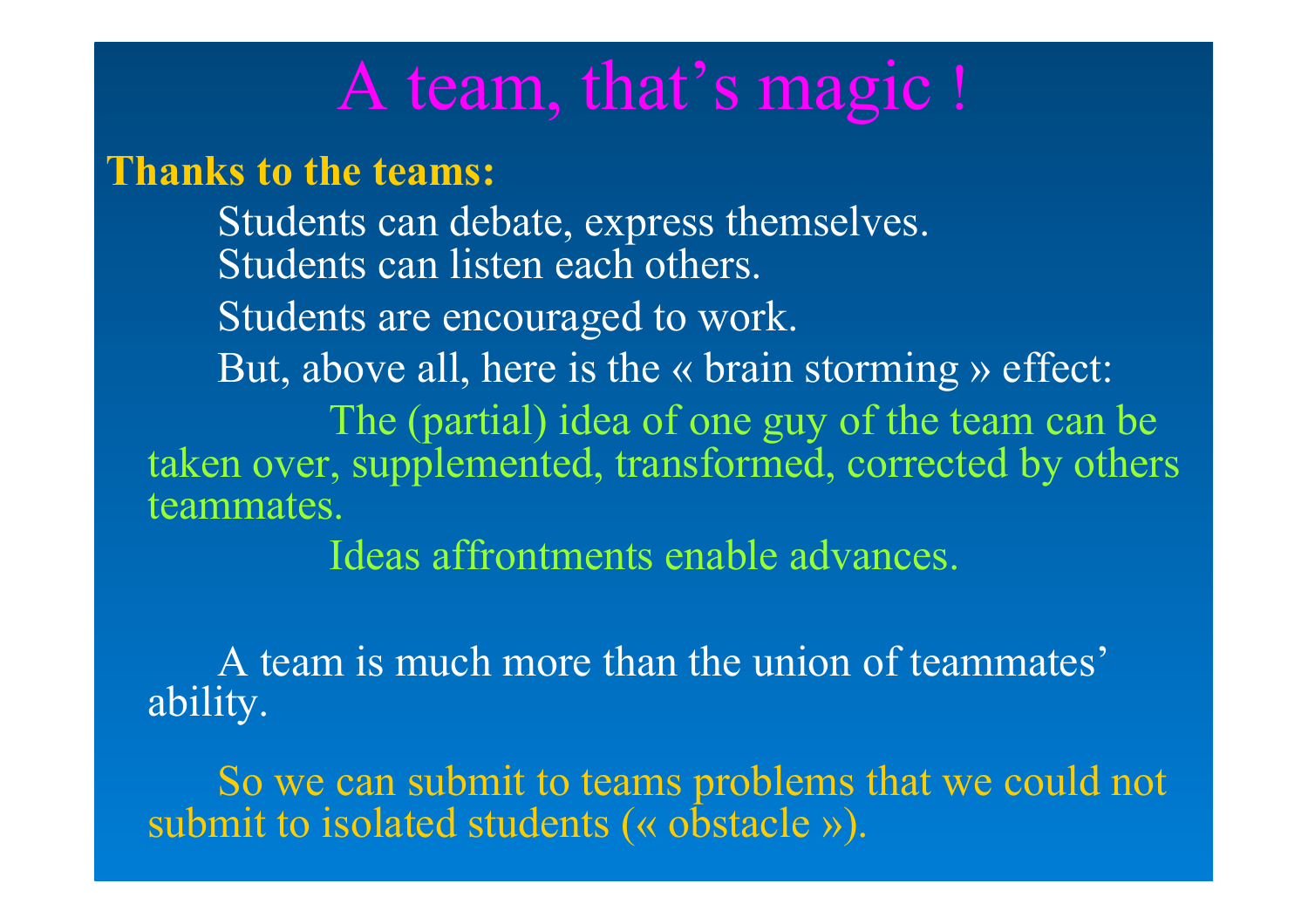# A team, that’s magic !

**Thanks to the teams:**

Students can debate, express themselves.
Students can listen each others.

Students are encouraged to work.

But, above all, here is the « brain storming » effect:

The (partial) idea of one guy of the team can be taken over, supplemented, transformed, corrected by others teammates.

Ideas affrontments enable advances.

A team is much more than the union of teammates’ ability.

So we can submit to teams problems that we could not submit to isolated students (« obstacle »).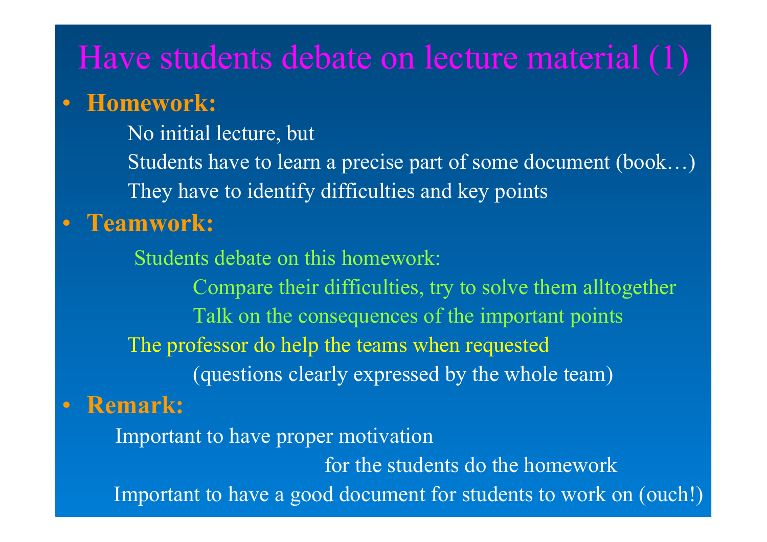# Have students debate on lecture material (1)

- **Homework:**
  - No initial lecture, but
  - Students have to learn a precise part of some document (book…)
  - They have to identify difficulties and key points
- **Teamwork:**
  - Students debate on this homework:
    - Compare their difficulties, try to solve them alltogether
    - Talk on the consequences of the important points
  - The professor do help the teams when requested
    - (questions clearly expressed by the whole team)
- **Remark:**
  - Important to have proper motivation for the students do the homework
  - Important to have a good document for students to work on (ouch!)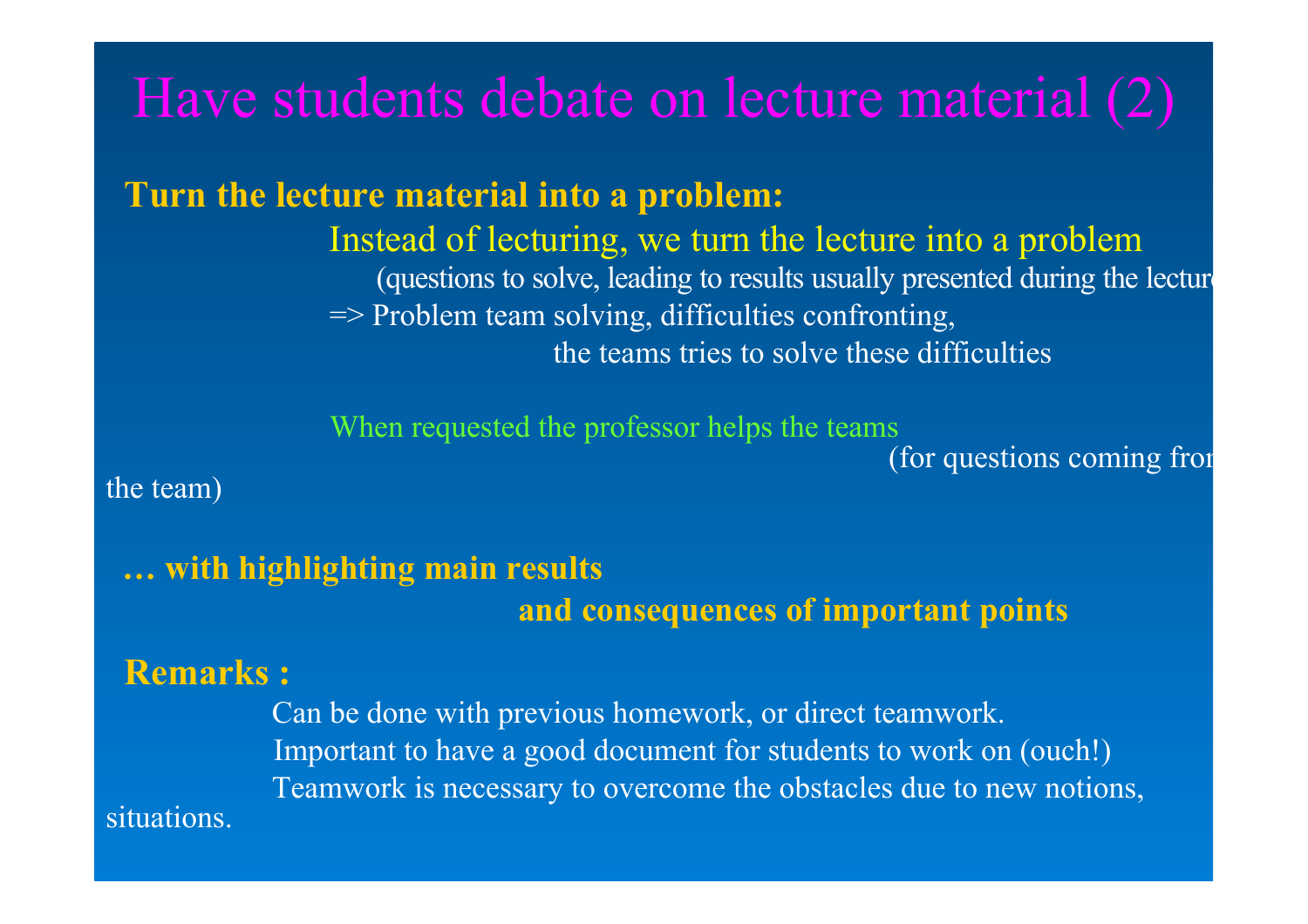# Have students debate on lecture material (2)

**Turn the lecture material into a problem:**

Instead of lecturing, we turn the lecture into a problem

(questions to solve, leading to results usually presented during the lecture

=> Problem team solving, difficulties confronting,

the teams tries to solve these difficulties

When requested the professor helps the teams

(for questions coming from the team)

**… with highlighting main results**

**and consequences of important points**

**Remarks :**

Can be done with previous homework, or direct teamwork.

Important to have a good document for students to work on (ouch!)

Teamwork is necessary to overcome the obstacles due to new notions, situations.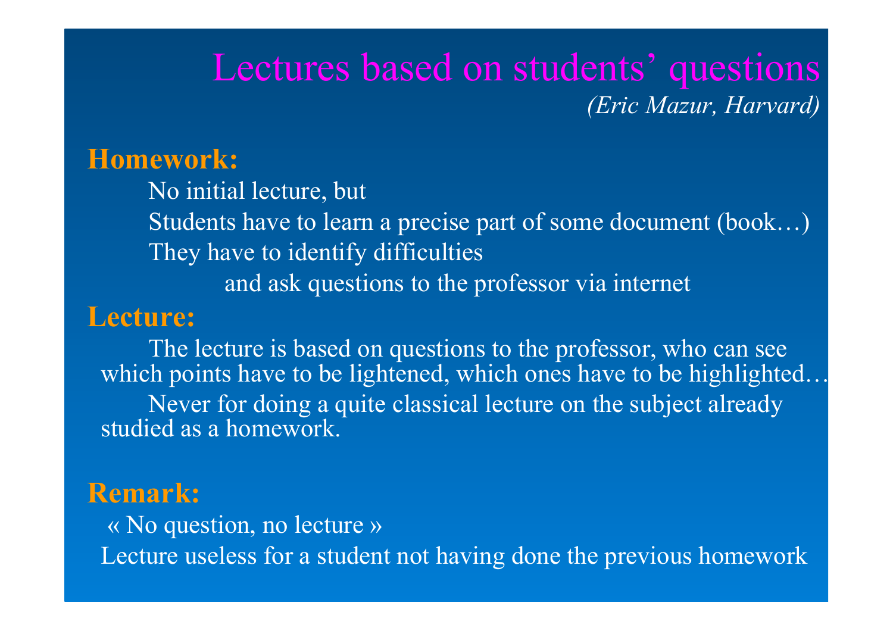# Lectures based on students' questions

*(Eric Mazur, Harvard)*

**Homework:**

No initial lecture, but

Students have to learn a precise part of some document (book…)

They have to identify difficulties

and ask questions to the professor via internet

**Lecture:**

The lecture is based on questions to the professor, who can see which points have to be lightened, which ones have to be highlighted…

Never for doing a quite classical lecture on the subject already studied as a homework.

**Remark:**

« No question, no lecture »

Lecture useless for a student not having done the previous homework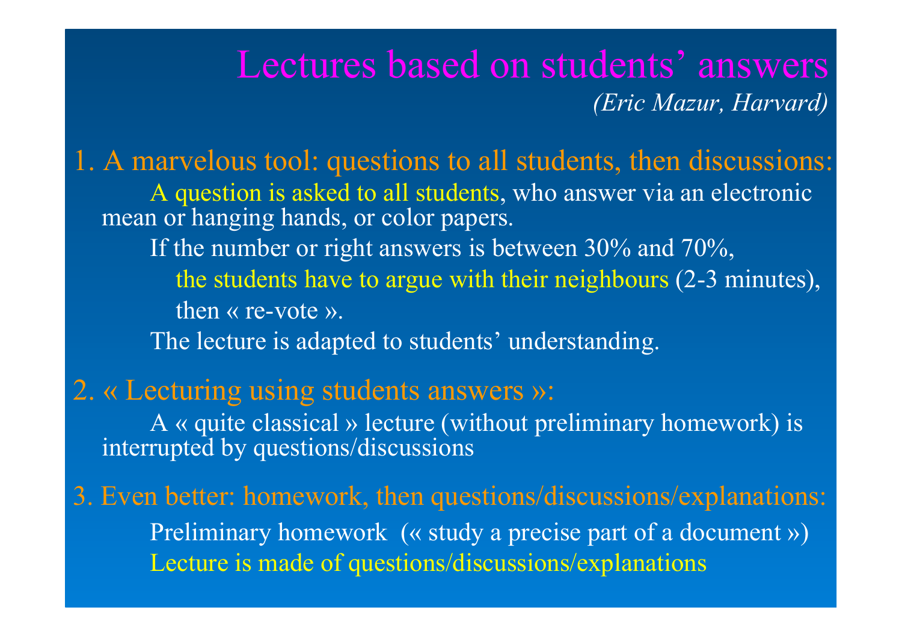# Lectures based on students' answers

*(Eric Mazur, Harvard)*

1. A marvelous tool: questions to all students, then discussions:

    A question is asked to all students, who answer via an electronic mean or hanging hands, or color papers.

    If the number or right answers is between 30% and 70%,

    the students have to argue with their neighbours (2-3 minutes), then « re-vote ».

    The lecture is adapted to students' understanding.

2. « Lecturing using students answers »:

    A « quite classical » lecture (without preliminary homework) is interrupted by questions/discussions

3. Even better: homework, then questions/discussions/explanations:

    Preliminary homework (« study a precise part of a document »)

    Lecture is made of questions/discussions/explanations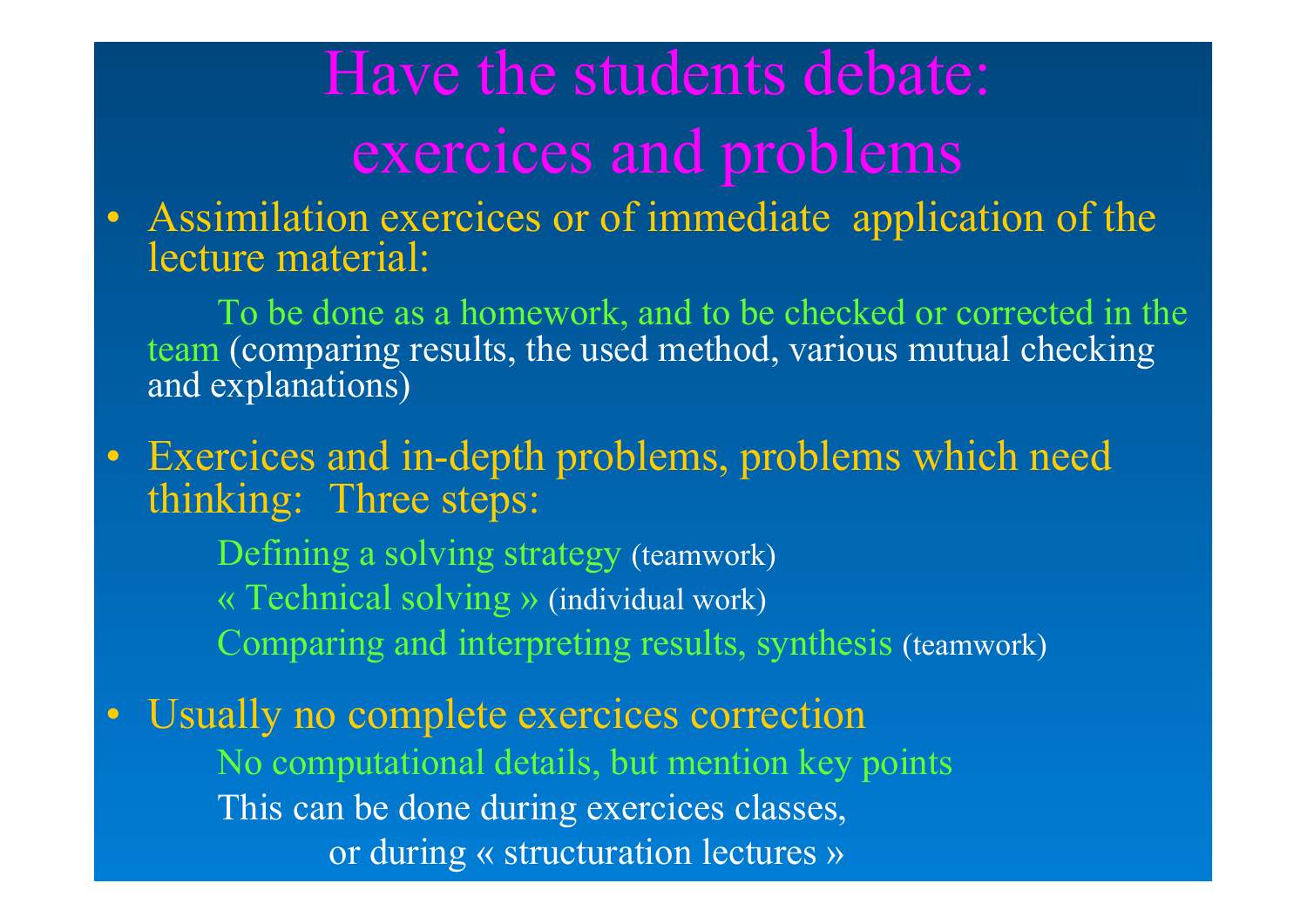# Have the students debate: exercices and problems

- Assimilation exercices or of immediate application of the lecture material:

  To be done as a homework, and to be checked or corrected in the team (comparing results, the used method, various mutual checking and explanations)

- Exercices and in-depth problems, problems which need thinking: Three steps:

  Defining a solving strategy (teamwork)

  « Technical solving » (individual work)

  Comparing and interpreting results, synthesis (teamwork)

- Usually no complete exercices correction

  No computational details, but mention key points

  This can be done during exercices classes,

  or during « structuration lectures »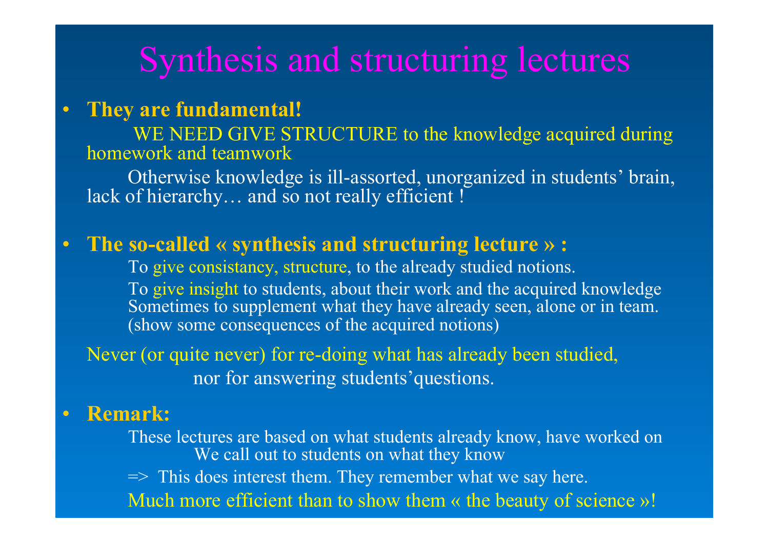# Synthesis and structuring lectures

- **They are fundamental!**

  WE NEED GIVE STRUCTURE to the knowledge acquired during homework and teamwork

  Otherwise knowledge is ill-assorted, unorganized in students' brain, lack of hierarchy… and so not really efficient !

- **The so-called « synthesis and structuring lecture » :**

  To give consistancy, structure, to the already studied notions.

  To give insight to students, about their work and the acquired knowledge
  Sometimes to supplement what they have already seen, alone or in team.
  (show some consequences of the acquired notions)

  Never (or quite never) for re-doing what has already been studied,
  nor for answering students'questions.

- **Remark:**

  These lectures are based on what students already know, have worked on
  We call out to students on what they know

  => This does interest them. They remember what we say here.

  Much more efficient than to show them « the beauty of science »!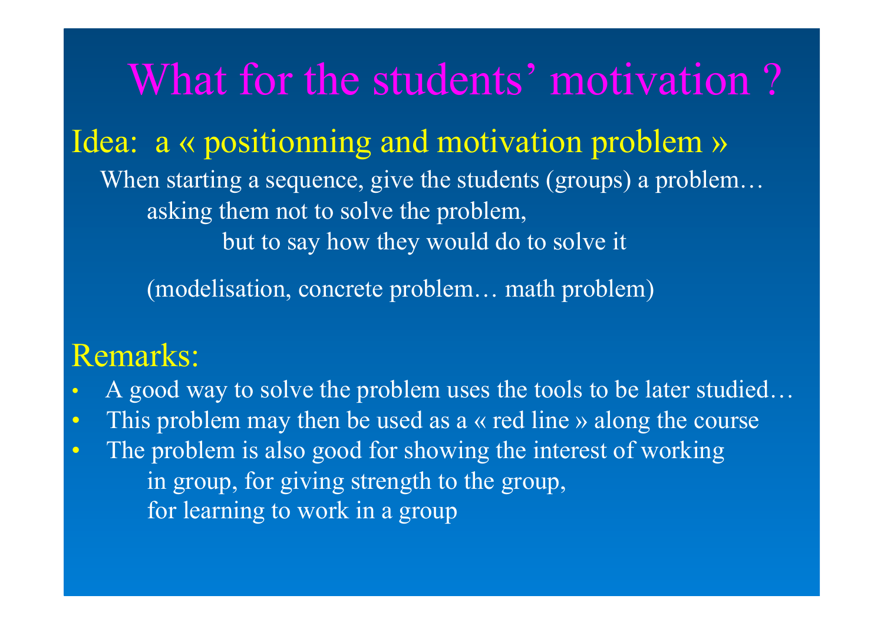# What for the students' motivation ?

## Idea: a « positionning and motivation problem »

When starting a sequence, give the students (groups) a problem…
asking them not to solve the problem,
but to say how they would do to solve it

(modelisation, concrete problem… math problem)

## Remarks:

- A good way to solve the problem uses the tools to be later studied…
- This problem may then be used as a « red line » along the course
- The problem is also good for showing the interest of working in group, for giving strength to the group, for learning to work in a group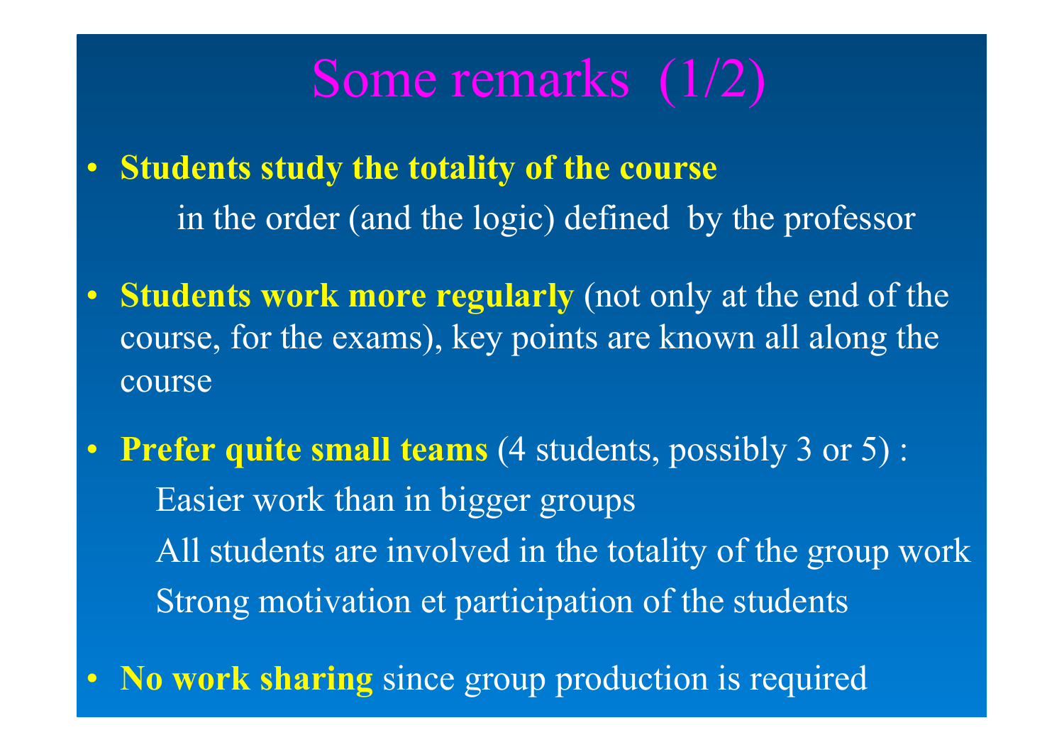# Some remarks (1/2)

- **Students study the totality of the course**

  in the order (and the logic) defined by the professor

- **Students work more regularly** (not only at the end of the course, for the exams), key points are known all along the course

- **Prefer quite small teams** (4 students, possibly 3 or 5) :

  Easier work than in bigger groups

  All students are involved in the totality of the group work

  Strong motivation et participation of the students

- **No work sharing** since group production is required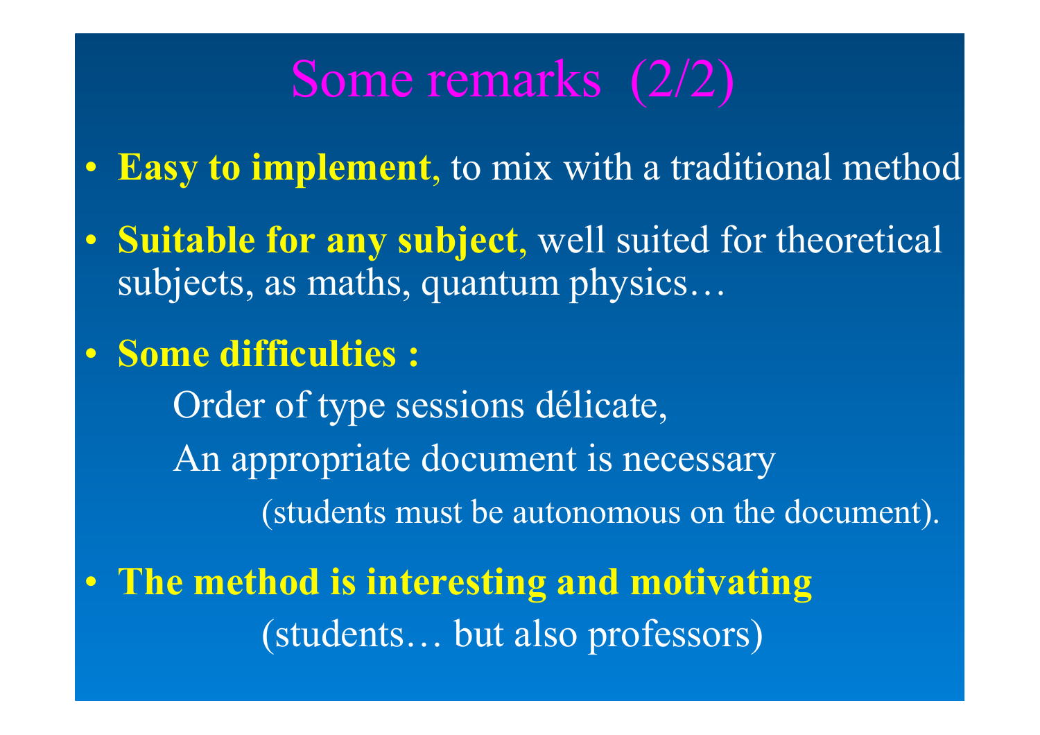# Some remarks (2/2)

- **Easy to implement**, to mix with a traditional method
- **Suitable for any subject**, well suited for theoretical subjects, as maths, quantum physics…
- **Some difficulties :**

  Order of type sessions délicate,

  An appropriate document is necessary

  (students must be autonomous on the document).

- **The method is interesting and motivating**

  (students… but also professors)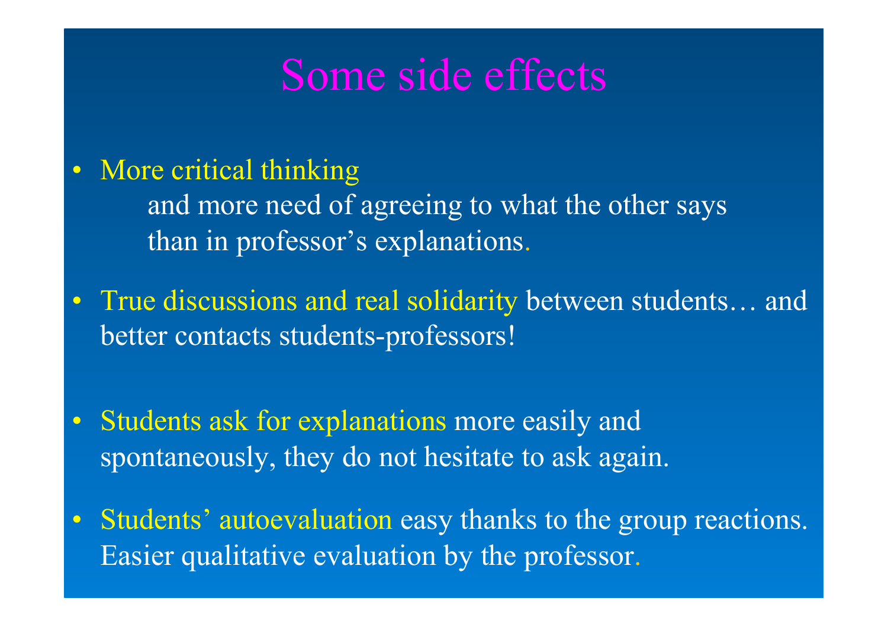# Some side effects

- More critical thinking
  
  and more need of agreeing to what the other says than in professor's explanations.

- True discussions and real solidarity between students… and better contacts students-professors!

- Students ask for explanations more easily and spontaneously, they do not hesitate to ask again.

- Students' autoevaluation easy thanks to the group reactions. Easier qualitative evaluation by the professor.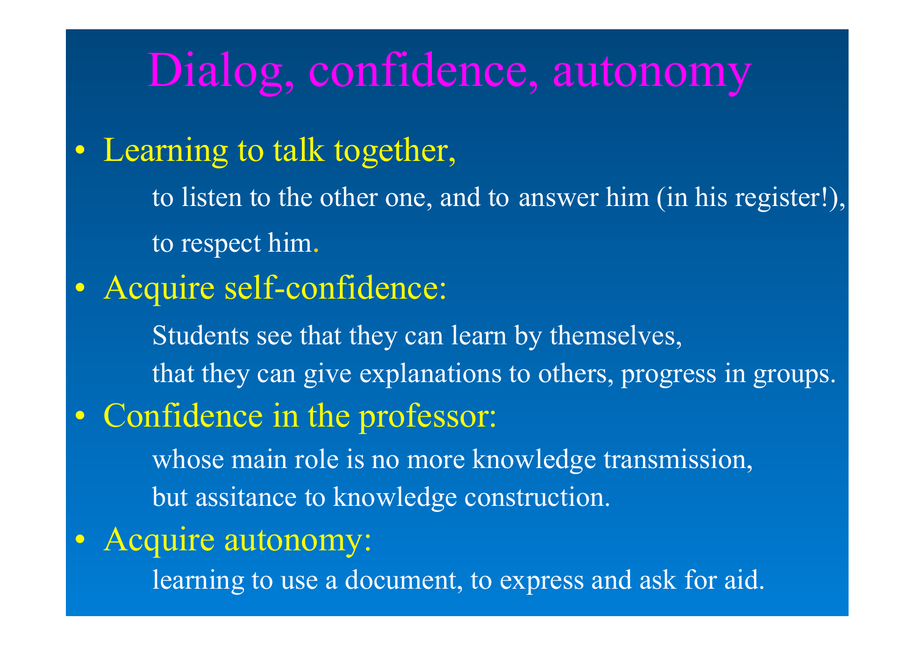# Dialog, confidence, autonomy

- Learning to talk together,

  to listen to the other one, and to answer him (in his register!),

  to respect him.

- Acquire self-confidence:

  Students see that they can learn by themselves,

  that they can give explanations to others, progress in groups.

- Confidence in the professor:

  whose main role is no more knowledge transmission,

  but assitance to knowledge construction.

- Acquire autonomy:

  learning to use a document, to express and ask for aid.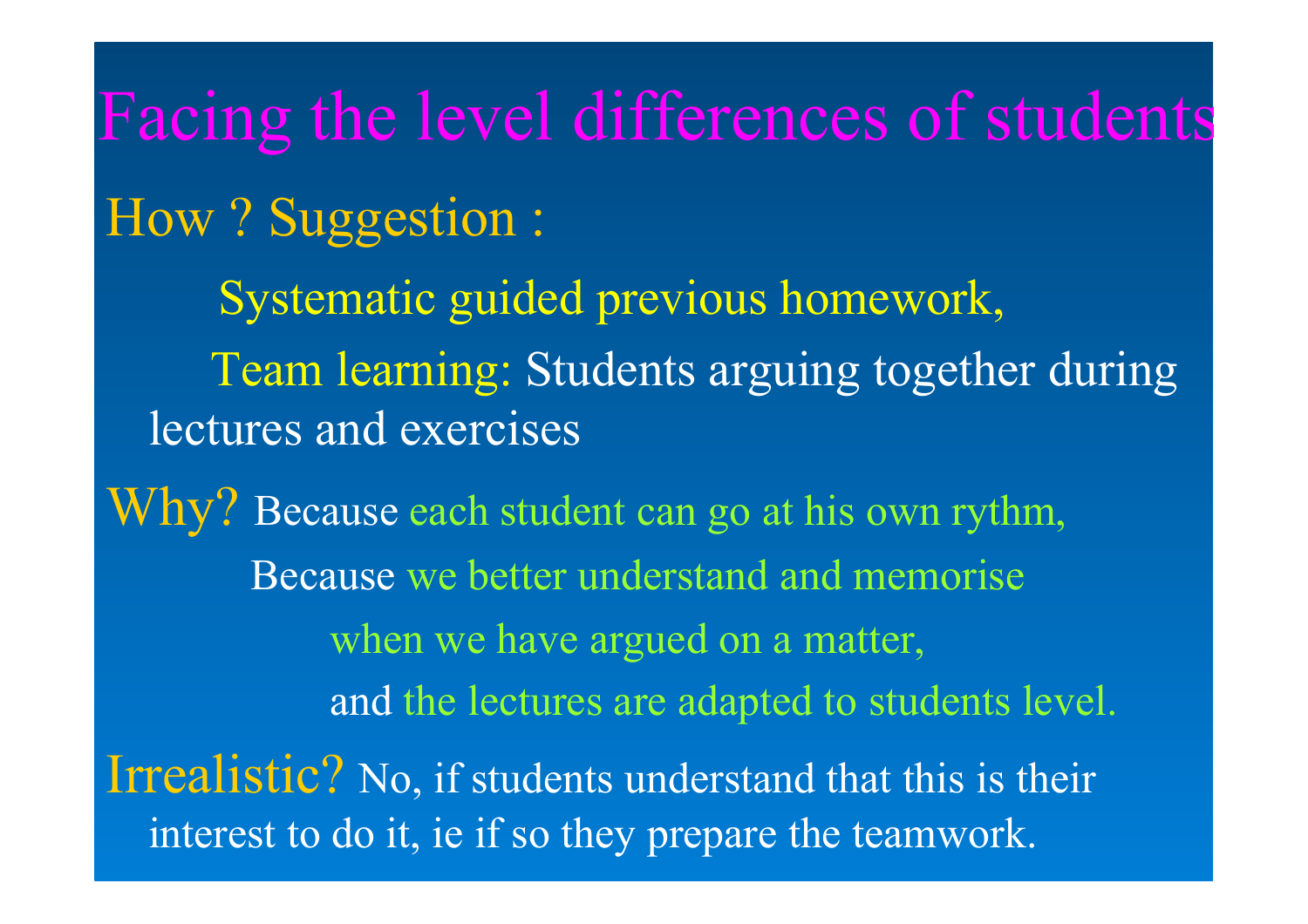# Facing the level differences of students

How ? Suggestion :

Systematic guided previous homework,

Team learning: Students arguing together during lectures and exercises

Why? Because each student can go at his own rythm,

Because we better understand and memorise when we have argued on a matter,

and the lectures are adapted to students level.

Irrealistic? No, if students understand that this is their interest to do it, ie if so they prepare the teamwork.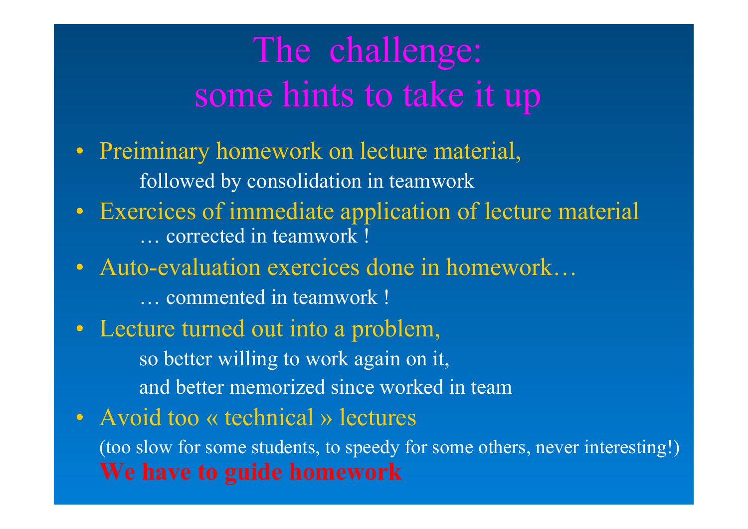# The challenge: some hints to take it up

- Preiminary homework on lecture material,
  followed by consolidation in teamwork
- Exercices of immediate application of lecture material
  … corrected in teamwork !
- Auto-evaluation exercices done in homework…
  … commented in teamwork !
- Lecture turned out into a problem,
  so better willing to work again on it,
  and better memorized since worked in team
- Avoid too « technical » lectures
  (too slow for some students, to speedy for some others, never interesting!)
  **We have to guide homework**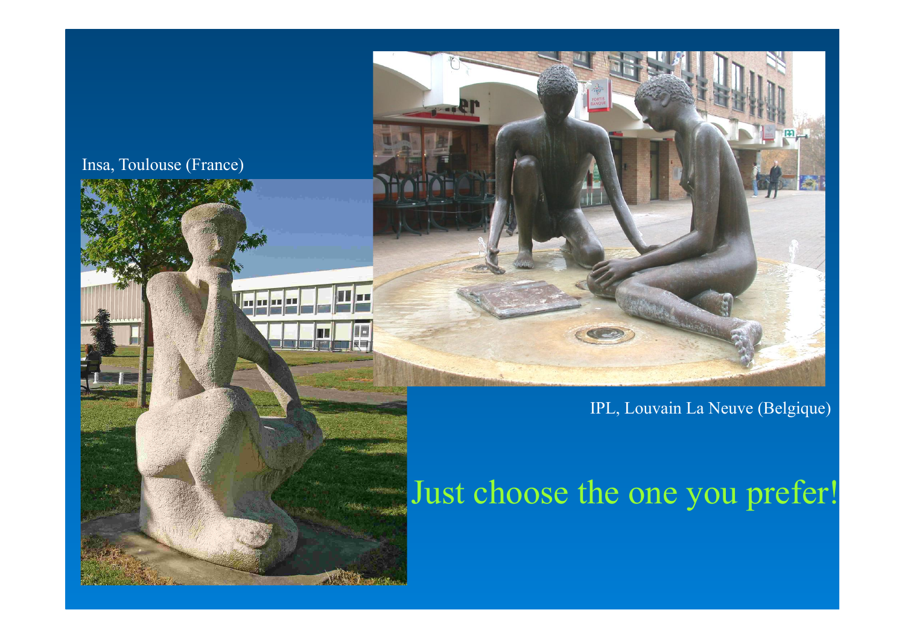Insa, Toulouse (France)

IPL, Louvain La Neuve (Belgique)

Just choose the one you prefer!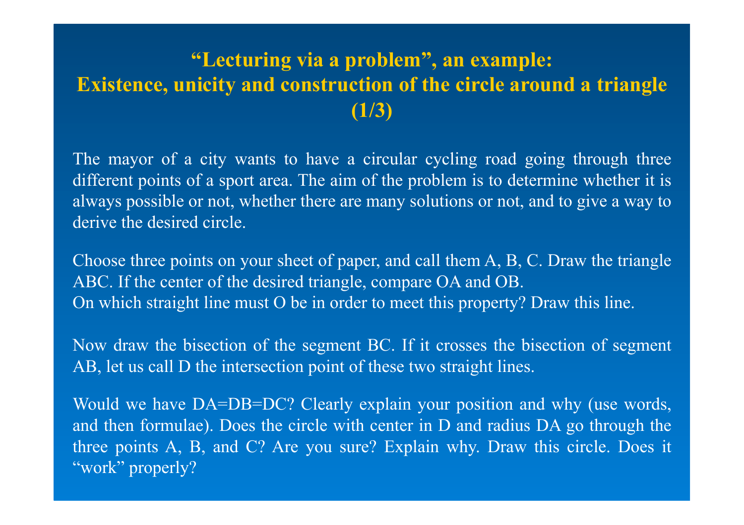# "Lecturing via a problem", an example: Existence, unicity and construction of the circle around a triangle (1/3)

The mayor of a city wants to have a circular cycling road going through three different points of a sport area. The aim of the problem is to determine whether it is always possible or not, whether there are many solutions or not, and to give a way to derive the desired circle.

Choose three points on your sheet of paper, and call them A, B, C. Draw the triangle ABC. If the center of the desired triangle, compare OA and OB.
On which straight line must O be in order to meet this property? Draw this line.

Now draw the bisection of the segment BC. If it crosses the bisection of segment AB, let us call D the intersection point of these two straight lines.

Would we have DA=DB=DC? Clearly explain your position and why (use words, and then formulae). Does the circle with center in D and radius DA go through the three points A, B, and C? Are you sure? Explain why. Draw this circle. Does it "work" properly?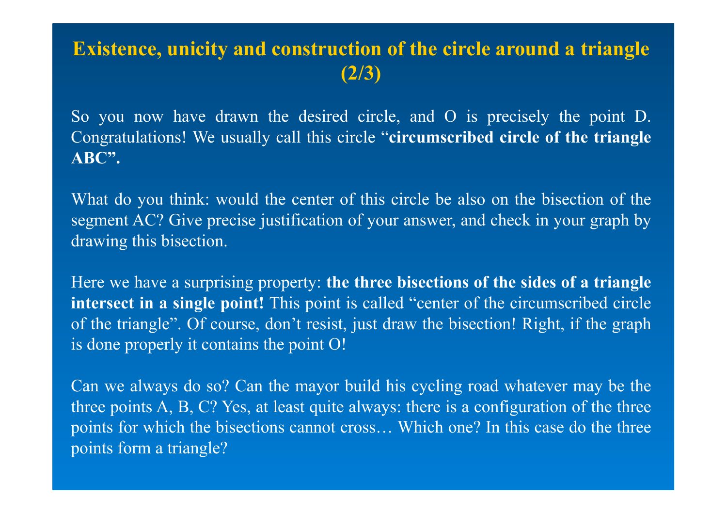# Existence, unicity and construction of the circle around a triangle (2/3)

So you now have drawn the desired circle, and O is precisely the point D. Congratulations! We usually call this circle "**circumscribed circle of the triangle ABC".**

What do you think: would the center of this circle be also on the bisection of the segment AC? Give precise justification of your answer, and check in your graph by drawing this bisection.

Here we have a surprising property: **the three bisections of the sides of a triangle intersect in a single point!** This point is called "center of the circumscribed circle of the triangle". Of course, don't resist, just draw the bisection! Right, if the graph is done properly it contains the point O!

Can we always do so? Can the mayor build his cycling road whatever may be the three points A, B, C? Yes, at least quite always: there is a configuration of the three points for which the bisections cannot cross… Which one? In this case do the three points form a triangle?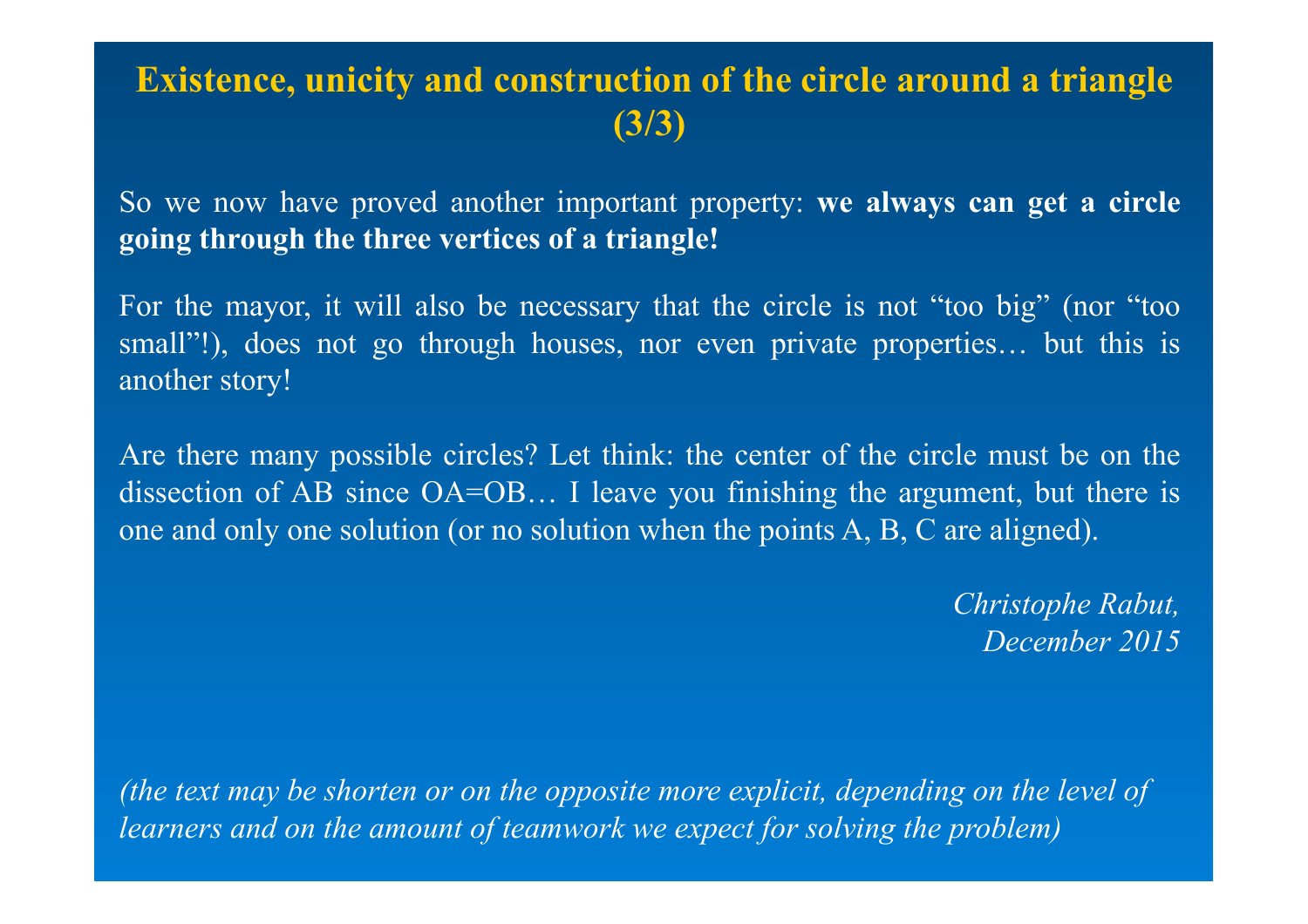# Existence, unicity and construction of the circle around a triangle (3/3)

So we now have proved another important property: **we always can get a circle going through the three vertices of a triangle!**

For the mayor, it will also be necessary that the circle is not “too big” (nor “too small”!), does not go through houses, nor even private properties… but this is another story!

Are there many possible circles? Let think: the center of the circle must be on the dissection of AB since OA=OB… I leave you finishing the argument, but there is one and only one solution (or no solution when the points A, B, C are aligned).

*Christophe Rabut,*
*December 2015*

*(the text may be shorten or on the opposite more explicit, depending on the level of learners and on the amount of teamwork we expect for solving the problem)*